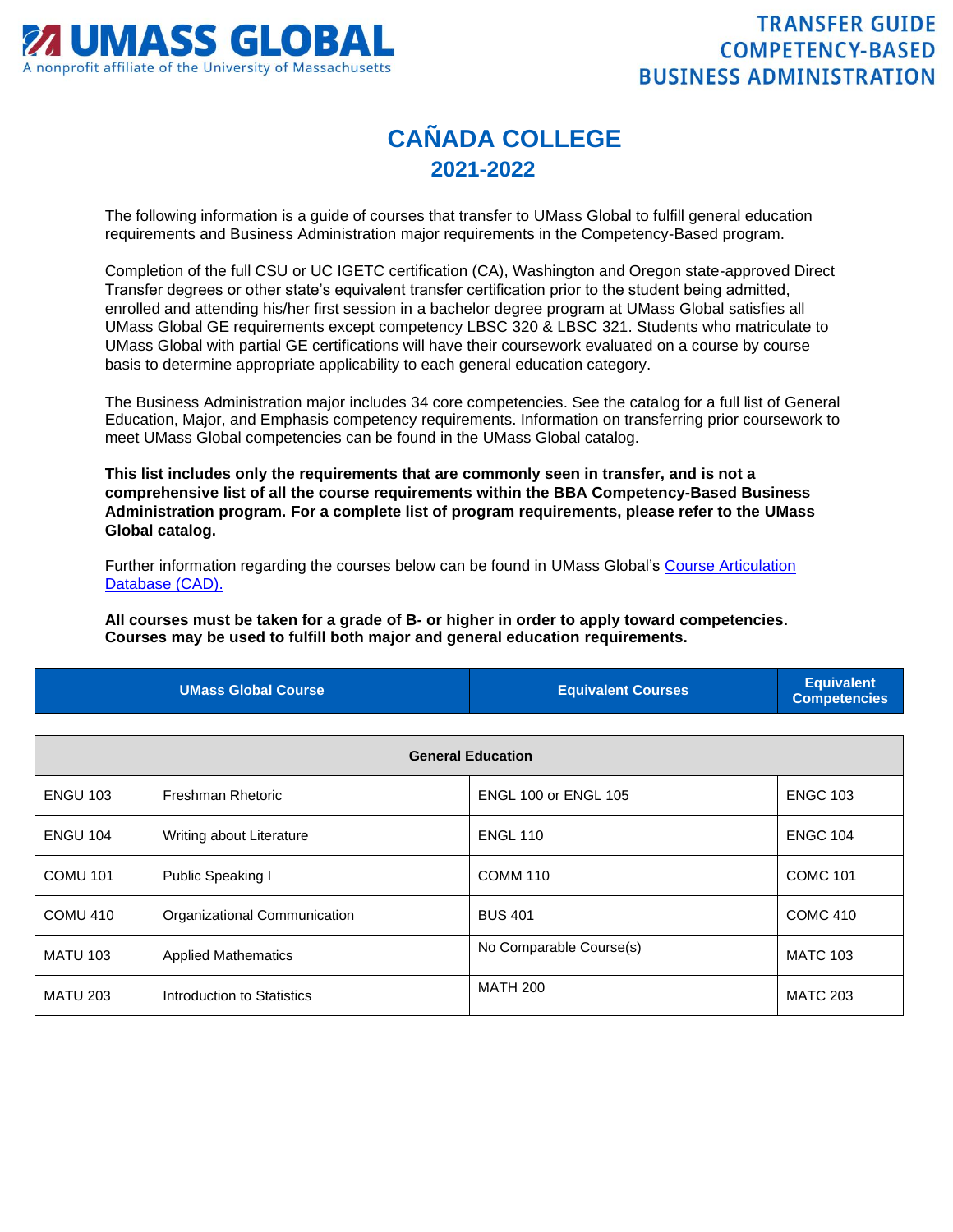UMASS GLOBAL
A nonprofit affiliate of the University of Massachusetts

TRANSFER GUIDE
COMPETENCY-BASED
BUSINESS ADMINISTRATION

# CAÑADA COLLEGE
## 2021-2022

The following information is a guide of courses that transfer to UMass Global to fulfill general education requirements and Business Administration major requirements in the Competency-Based program.

Completion of the full CSU or UC IGETC certification (CA), Washington and Oregon state-approved Direct Transfer degrees or other state's equivalent transfer certification prior to the student being admitted, enrolled and attending his/her first session in a bachelor degree program at UMass Global satisfies all UMass Global GE requirements except competency LBSC 320 & LBSC 321. Students who matriculate to UMass Global with partial GE certifications will have their coursework evaluated on a course by course basis to determine appropriate applicability to each general education category.

The Business Administration major includes 34 core competencies. See the catalog for a full list of General Education, Major, and Emphasis competency requirements. Information on transferring prior coursework to meet UMass Global competencies can be found in the UMass Global catalog.

**This list includes only the requirements that are commonly seen in transfer, and is not a comprehensive list of all the course requirements within the BBA Competency-Based Business Administration program. For a complete list of program requirements, please refer to the UMass Global catalog.**

Further information regarding the courses below can be found in UMass Global's [Course Articulation Database (CAD).]

**All courses must be taken for a grade of B- or higher in order to apply toward competencies. Courses may be used to fulfill both major and general education requirements.**

| UMass Global Course | | Equivalent Courses | Equivalent Competencies |
|---|---|---|---|
| **General Education** | | | |
| ENGU 103 | Freshman Rhetoric | ENGL 100 or ENGL 105 | ENGC 103 |
| ENGU 104 | Writing about Literature | ENGL 110 | ENGC 104 |
| COMU 101 | Public Speaking I | COMM 110 | COMC 101 |
| COMU 410 | Organizational Communication | BUS 401 | COMC 410 |
| MATU 103 | Applied Mathematics | No Comparable Course(s) | MATC 103 |
| MATU 203 | Introduction to Statistics | MATH 200 | MATC 203 |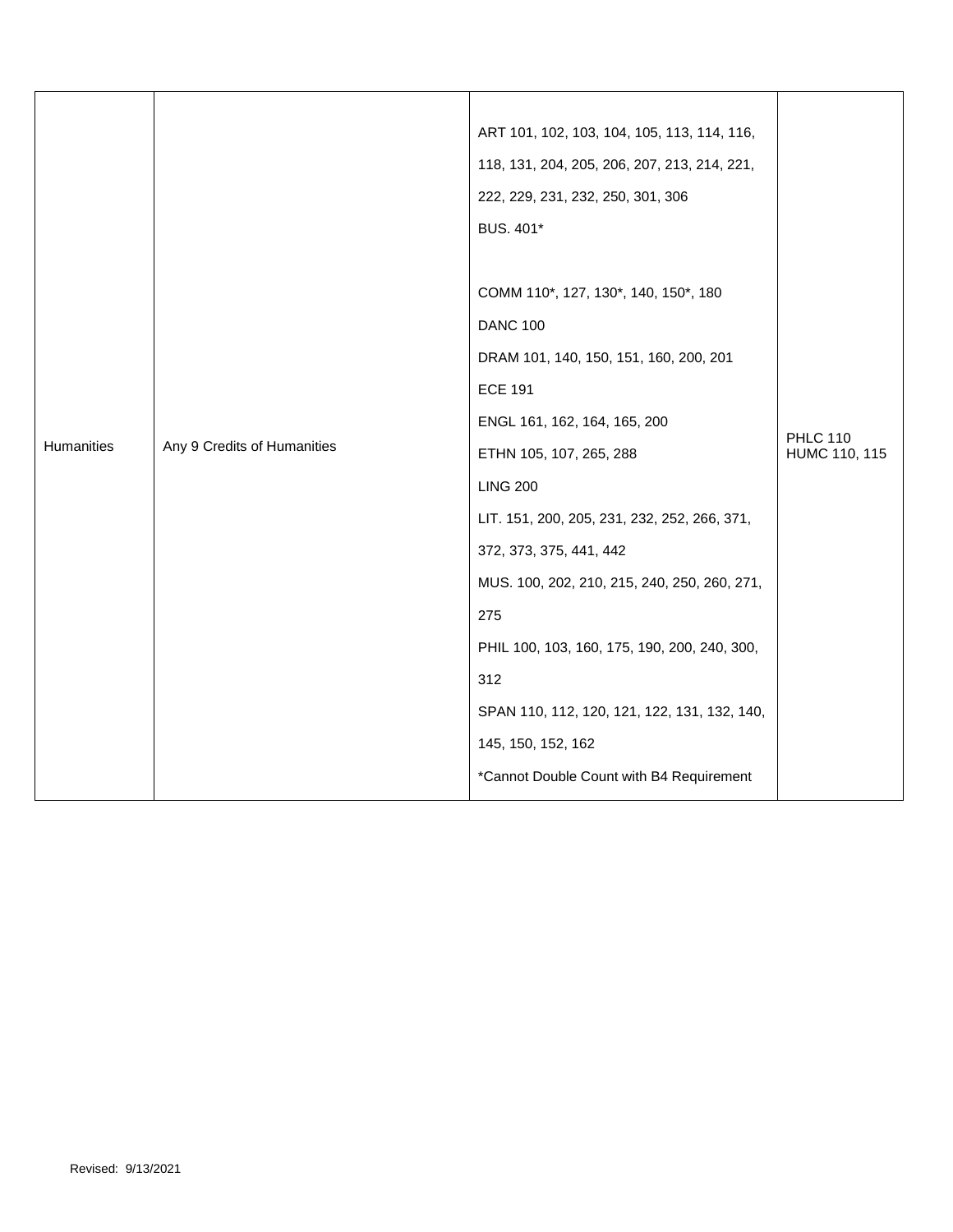| | | | |
|---|---|---|---|
| Humanities | Any 9 Credits of Humanities | ART 101, 102, 103, 104, 105, 113, 114, 116, 118, 131, 204, 205, 206, 207, 213, 214, 221, 222, 229, 231, 232, 250, 301, 306<br>BUS. 401*<br><br>COMM 110*, 127, 130*, 140, 150*, 180<br>DANC 100<br>DRAM 101, 140, 150, 151, 160, 200, 201<br>ECE 191<br>ENGL 161, 162, 164, 165, 200<br>ETHN 105, 107, 265, 288<br>LING 200<br>LIT. 151, 200, 205, 231, 232, 252, 266, 371, 372, 373, 375, 441, 442<br>MUS. 100, 202, 210, 215, 240, 250, 260, 271, 275<br>PHIL 100, 103, 160, 175, 190, 200, 240, 300, 312<br>SPAN 110, 112, 120, 121, 122, 131, 132, 140, 145, 150, 152, 162<br>*Cannot Double Count with B4 Requirement | PHLC 110<br>HUMC 110, 115 |

Revised: 9/13/2021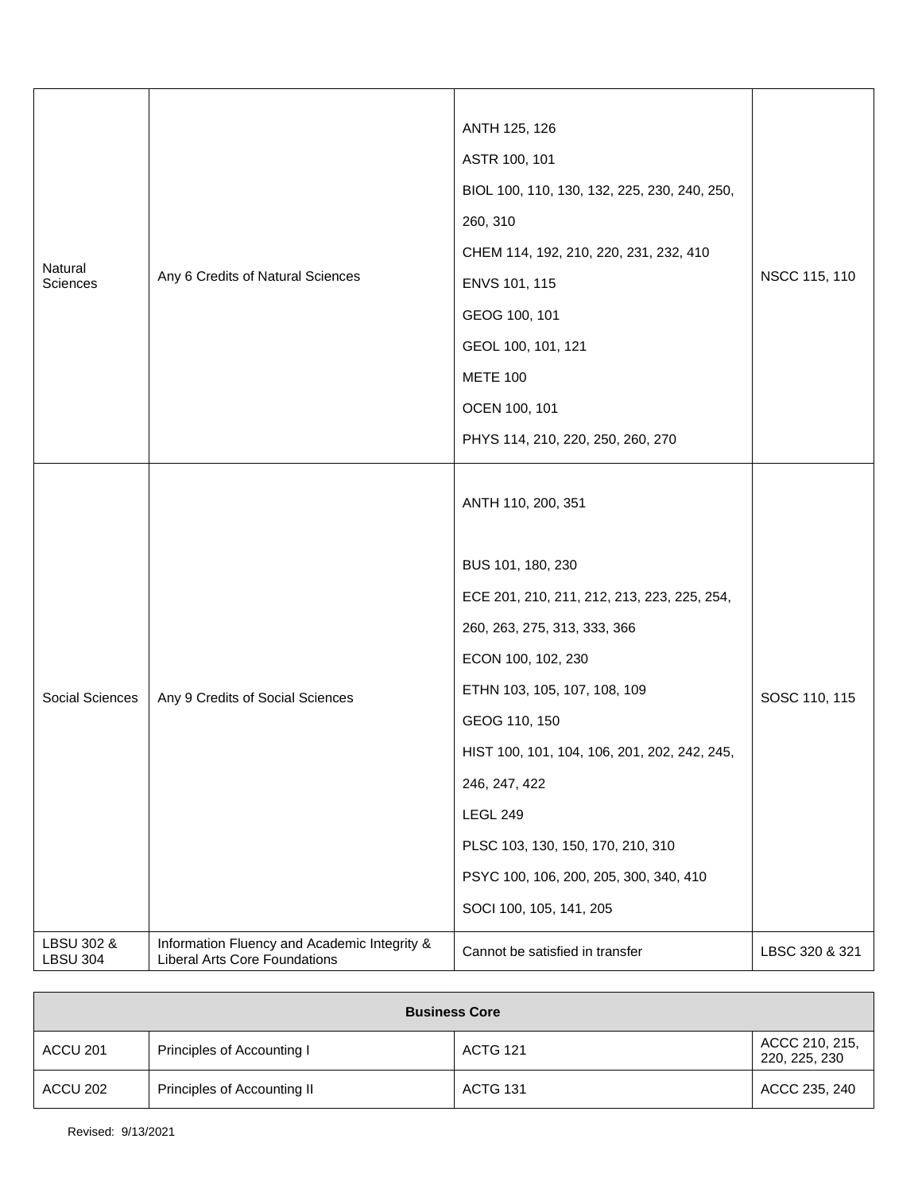| | | | |
|---|---|---|---|
| Natural Sciences | Any 6 Credits of Natural Sciences | ANTH 125, 126<br>ASTR 100, 101<br>BIOL 100, 110, 130, 132, 225, 230, 240, 250, 260, 310<br>CHEM 114, 192, 210, 220, 231, 232, 410<br>ENVS 101, 115<br>GEOG 100, 101<br>GEOL 100, 101, 121<br>METE 100<br>OCEN 100, 101<br>PHYS 114, 210, 220, 250, 260, 270 | NSCC 115, 110 |
| Social Sciences | Any 9 Credits of Social Sciences | ANTH 110, 200, 351<br><br>BUS 101, 180, 230<br>ECE 201, 210, 211, 212, 213, 223, 225, 254, 260, 263, 275, 313, 333, 366<br>ECON 100, 102, 230<br>ETHN 103, 105, 107, 108, 109<br>GEOG 110, 150<br>HIST 100, 101, 104, 106, 201, 202, 242, 245, 246, 247, 422<br>LEGL 249<br>PLSC 103, 130, 150, 170, 210, 310<br>PSYC 100, 106, 200, 205, 300, 340, 410<br>SOCI 100, 105, 141, 205 | SOSC 110, 115 |
| LBSU 302 & LBSU 304 | Information Fluency and Academic Integrity & Liberal Arts Core Foundations | Cannot be satisfied in transfer | LBSC 320 & 321 |

| **Business Core** | | | |
|---|---|---|---|
| ACCU 201 | Principles of Accounting I | ACTG 121 | ACCC 210, 215, 220, 225, 230 |
| ACCU 202 | Principles of Accounting II | ACTG 131 | ACCC 235, 240 |

Revised: 9/13/2021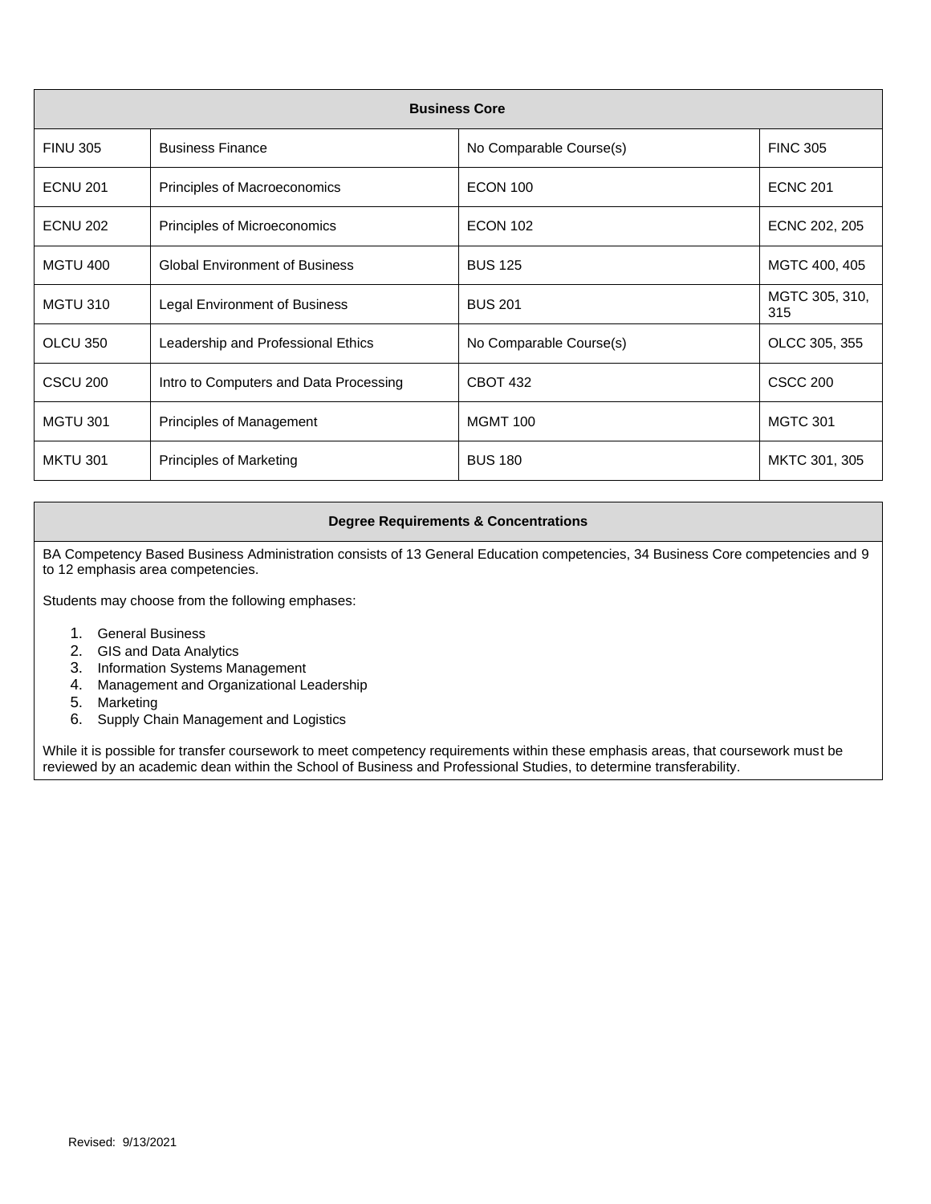| Business Core | | | |
|---|---|---|---|
| FINU 305 | Business Finance | No Comparable Course(s) | FINC 305 |
| ECNU 201 | Principles of Macroeconomics | ECON 100 | ECNC 201 |
| ECNU 202 | Principles of Microeconomics | ECON 102 | ECNC 202, 205 |
| MGTU 400 | Global Environment of Business | BUS 125 | MGTC 400, 405 |
| MGTU 310 | Legal Environment of Business | BUS 201 | MGTC 305, 310, 315 |
| OLCU 350 | Leadership and Professional Ethics | No Comparable Course(s) | OLCC 305, 355 |
| CSCU 200 | Intro to Computers and Data Processing | CBOT 432 | CSCC 200 |
| MGTU 301 | Principles of Management | MGMT 100 | MGTC 301 |
| MKTU 301 | Principles of Marketing | BUS 180 | MKTC 301, 305 |

**Degree Requirements & Concentrations**

BA Competency Based Business Administration consists of 13 General Education competencies, 34 Business Core competencies and 9 to 12 emphasis area competencies.

Students may choose from the following emphases:

1. General Business
2. GIS and Data Analytics
3. Information Systems Management
4. Management and Organizational Leadership
5. Marketing
6. Supply Chain Management and Logistics

While it is possible for transfer coursework to meet competency requirements within these emphasis areas, that coursework must be reviewed by an academic dean within the School of Business and Professional Studies, to determine transferability.

Revised: 9/13/2021